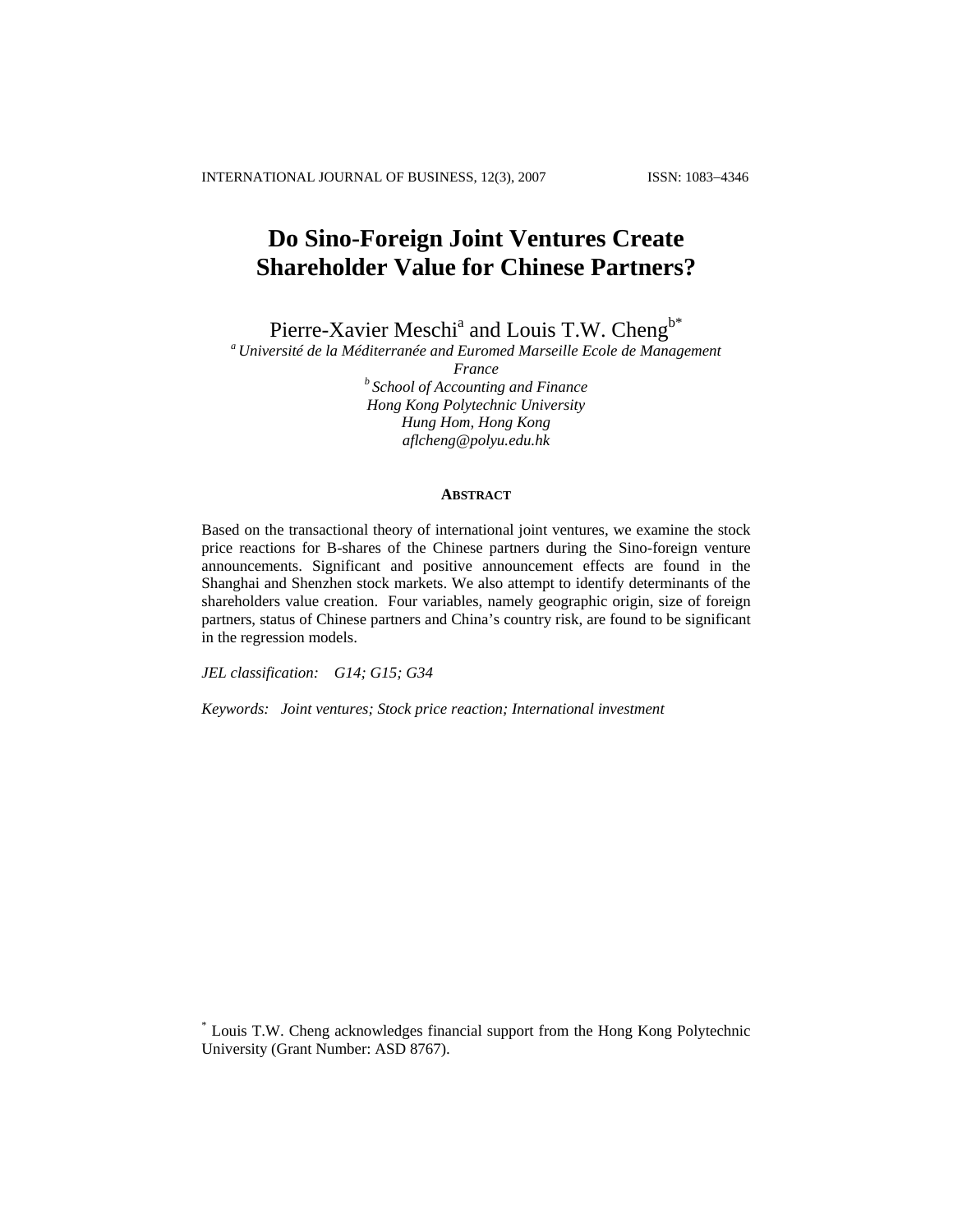# Do Sino-Foreign Joint Ventures Create Shareholder Value for Chinese Partners?

Pierre-Xavier Meschi[a] and Louis T.W. Cheng[b*]

[a] *Université de la Méditerranée and Euromed Marseille Ecole de Management France*

[b] *School of Accounting and Finance Hong Kong Polytechnic University Hung Hom, Hong Kong aflcheng@polyu.edu.hk*

## ABSTRACT

Based on the transactional theory of international joint ventures, we examine the stock price reactions for B-shares of the Chinese partners during the Sino-foreign venture announcements. Significant and positive announcement effects are found in the Shanghai and Shenzhen stock markets. We also attempt to identify determinants of the shareholders value creation. Four variables, namely geographic origin, size of foreign partners, status of Chinese partners and China's country risk, are found to be significant in the regression models.

*JEL classification: G14; G15; G34*

*Keywords: Joint ventures; Stock price reaction; International investment*

[*] Louis T.W. Cheng acknowledges financial support from the Hong Kong Polytechnic University (Grant Number: ASD 8767).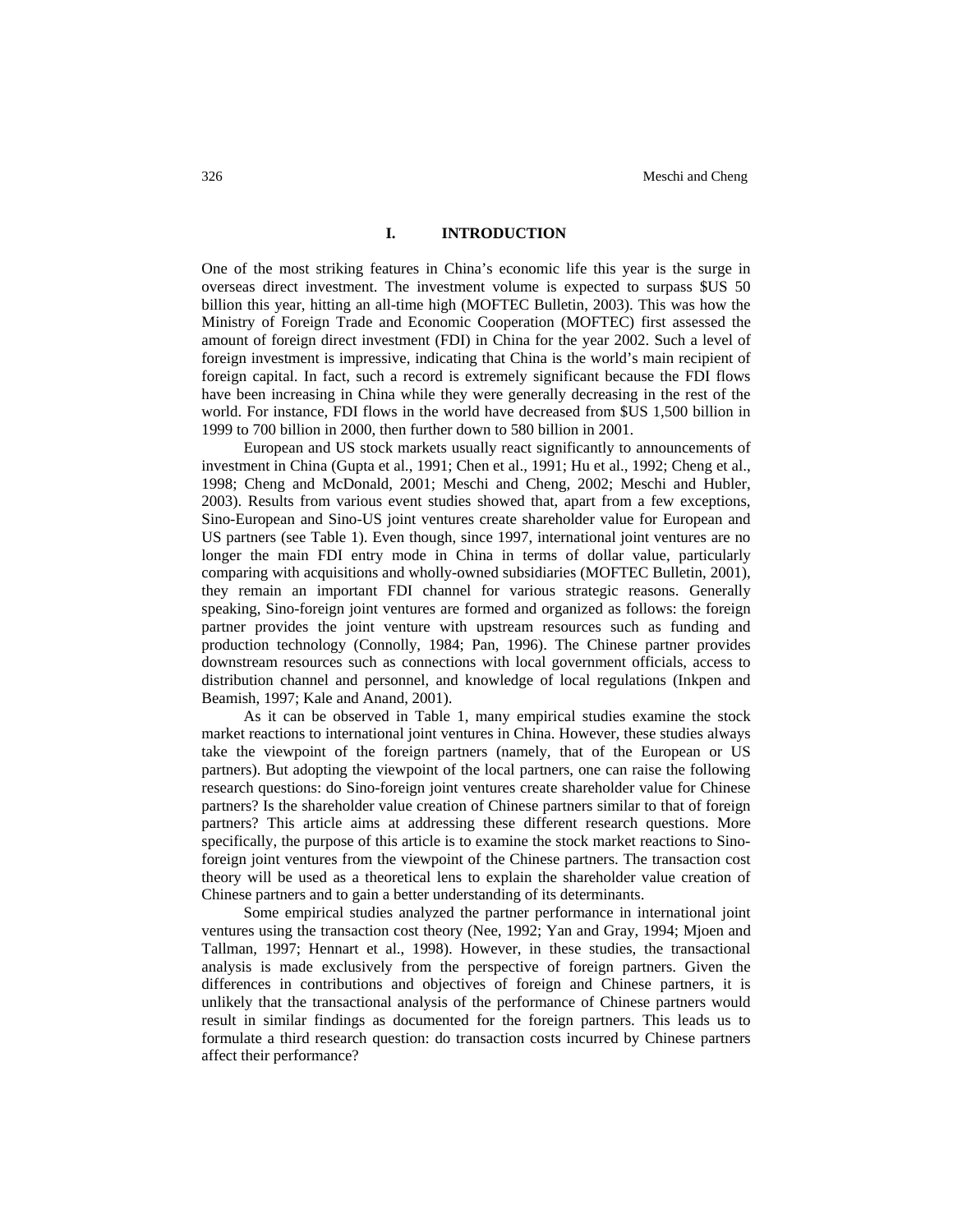# I. INTRODUCTION

One of the most striking features in China's economic life this year is the surge in overseas direct investment. The investment volume is expected to surpass $US 50 billion this year, hitting an all-time high (MOFTEC Bulletin, 2003). This was how the Ministry of Foreign Trade and Economic Cooperation (MOFTEC) first assessed the amount of foreign direct investment (FDI) in China for the year 2002. Such a level of foreign investment is impressive, indicating that China is the world's main recipient of foreign capital. In fact, such a record is extremely significant because the FDI flows have been increasing in China while they were generally decreasing in the rest of the world. For instance, FDI flows in the world have decreased from $US 1,500 billion in 1999 to 700 billion in 2000, then further down to 580 billion in 2001.

European and US stock markets usually react significantly to announcements of investment in China (Gupta et al., 1991; Chen et al., 1991; Hu et al., 1992; Cheng et al., 1998; Cheng and McDonald, 2001; Meschi and Cheng, 2002; Meschi and Hubler, 2003). Results from various event studies showed that, apart from a few exceptions, Sino-European and Sino-US joint ventures create shareholder value for European and US partners (see Table 1). Even though, since 1997, international joint ventures are no longer the main FDI entry mode in China in terms of dollar value, particularly comparing with acquisitions and wholly-owned subsidiaries (MOFTEC Bulletin, 2001), they remain an important FDI channel for various strategic reasons. Generally speaking, Sino-foreign joint ventures are formed and organized as follows: the foreign partner provides the joint venture with upstream resources such as funding and production technology (Connolly, 1984; Pan, 1996). The Chinese partner provides downstream resources such as connections with local government officials, access to distribution channel and personnel, and knowledge of local regulations (Inkpen and Beamish, 1997; Kale and Anand, 2001).

As it can be observed in Table 1, many empirical studies examine the stock market reactions to international joint ventures in China. However, these studies always take the viewpoint of the foreign partners (namely, that of the European or US partners). But adopting the viewpoint of the local partners, one can raise the following research questions: do Sino-foreign joint ventures create shareholder value for Chinese partners? Is the shareholder value creation of Chinese partners similar to that of foreign partners? This article aims at addressing these different research questions. More specifically, the purpose of this article is to examine the stock market reactions to Sino-foreign joint ventures from the viewpoint of the Chinese partners. The transaction cost theory will be used as a theoretical lens to explain the shareholder value creation of Chinese partners and to gain a better understanding of its determinants.

Some empirical studies analyzed the partner performance in international joint ventures using the transaction cost theory (Nee, 1992; Yan and Gray, 1994; Mjoen and Tallman, 1997; Hennart et al., 1998). However, in these studies, the transactional analysis is made exclusively from the perspective of foreign partners. Given the differences in contributions and objectives of foreign and Chinese partners, it is unlikely that the transactional analysis of the performance of Chinese partners would result in similar findings as documented for the foreign partners. This leads us to formulate a third research question: do transaction costs incurred by Chinese partners affect their performance?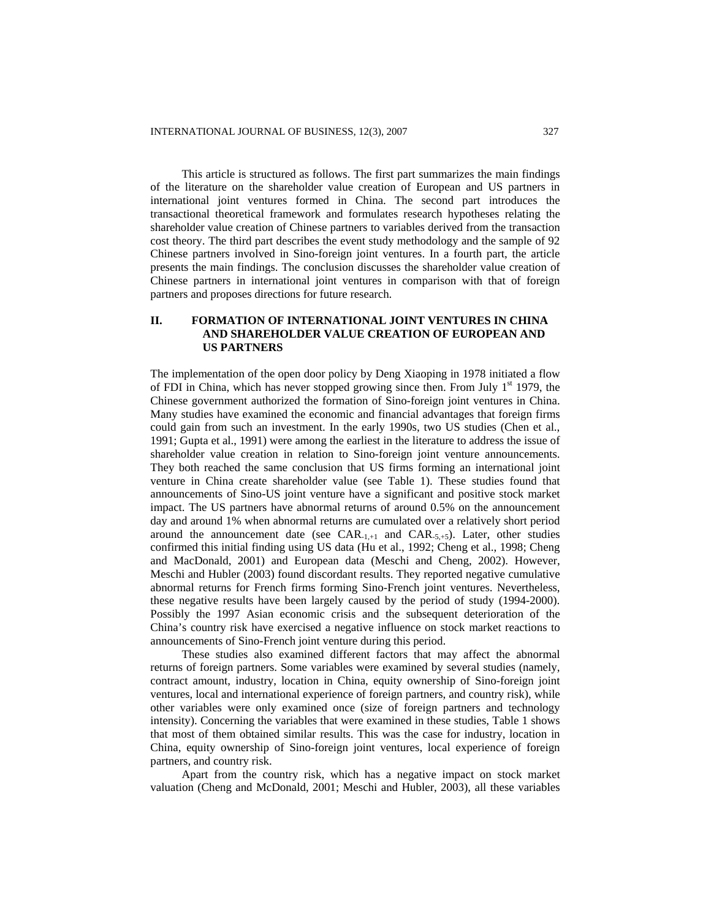This article is structured as follows. The first part summarizes the main findings of the literature on the shareholder value creation of European and US partners in international joint ventures formed in China. The second part introduces the transactional theoretical framework and formulates research hypotheses relating the shareholder value creation of Chinese partners to variables derived from the transaction cost theory. The third part describes the event study methodology and the sample of 92 Chinese partners involved in Sino-foreign joint ventures. In a fourth part, the article presents the main findings. The conclusion discusses the shareholder value creation of Chinese partners in international joint ventures in comparison with that of foreign partners and proposes directions for future research.

## II. FORMATION OF INTERNATIONAL JOINT VENTURES IN CHINA AND SHAREHOLDER VALUE CREATION OF EUROPEAN AND US PARTNERS

The implementation of the open door policy by Deng Xiaoping in 1978 initiated a flow of FDI in China, which has never stopped growing since then. From July 1st 1979, the Chinese government authorized the formation of Sino-foreign joint ventures in China. Many studies have examined the economic and financial advantages that foreign firms could gain from such an investment. In the early 1990s, two US studies (Chen et al., 1991; Gupta et al., 1991) were among the earliest in the literature to address the issue of shareholder value creation in relation to Sino-foreign joint venture announcements. They both reached the same conclusion that US firms forming an international joint venture in China create shareholder value (see Table 1). These studies found that announcements of Sino-US joint venture have a significant and positive stock market impact. The US partners have abnormal returns of around 0.5% on the announcement day and around 1% when abnormal returns are cumulated over a relatively short period around the announcement date (see $CAR_{-1,+1}$ and $CAR_{-5,+5}$). Later, other studies confirmed this initial finding using US data (Hu et al., 1992; Cheng et al., 1998; Cheng and MacDonald, 2001) and European data (Meschi and Cheng, 2002). However, Meschi and Hubler (2003) found discordant results. They reported negative cumulative abnormal returns for French firms forming Sino-French joint ventures. Nevertheless, these negative results have been largely caused by the period of study (1994-2000). Possibly the 1997 Asian economic crisis and the subsequent deterioration of the China's country risk have exercised a negative influence on stock market reactions to announcements of Sino-French joint venture during this period.

These studies also examined different factors that may affect the abnormal returns of foreign partners. Some variables were examined by several studies (namely, contract amount, industry, location in China, equity ownership of Sino-foreign joint ventures, local and international experience of foreign partners, and country risk), while other variables were only examined once (size of foreign partners and technology intensity). Concerning the variables that were examined in these studies, Table 1 shows that most of them obtained similar results. This was the case for industry, location in China, equity ownership of Sino-foreign joint ventures, local experience of foreign partners, and country risk.

Apart from the country risk, which has a negative impact on stock market valuation (Cheng and McDonald, 2001; Meschi and Hubler, 2003), all these variables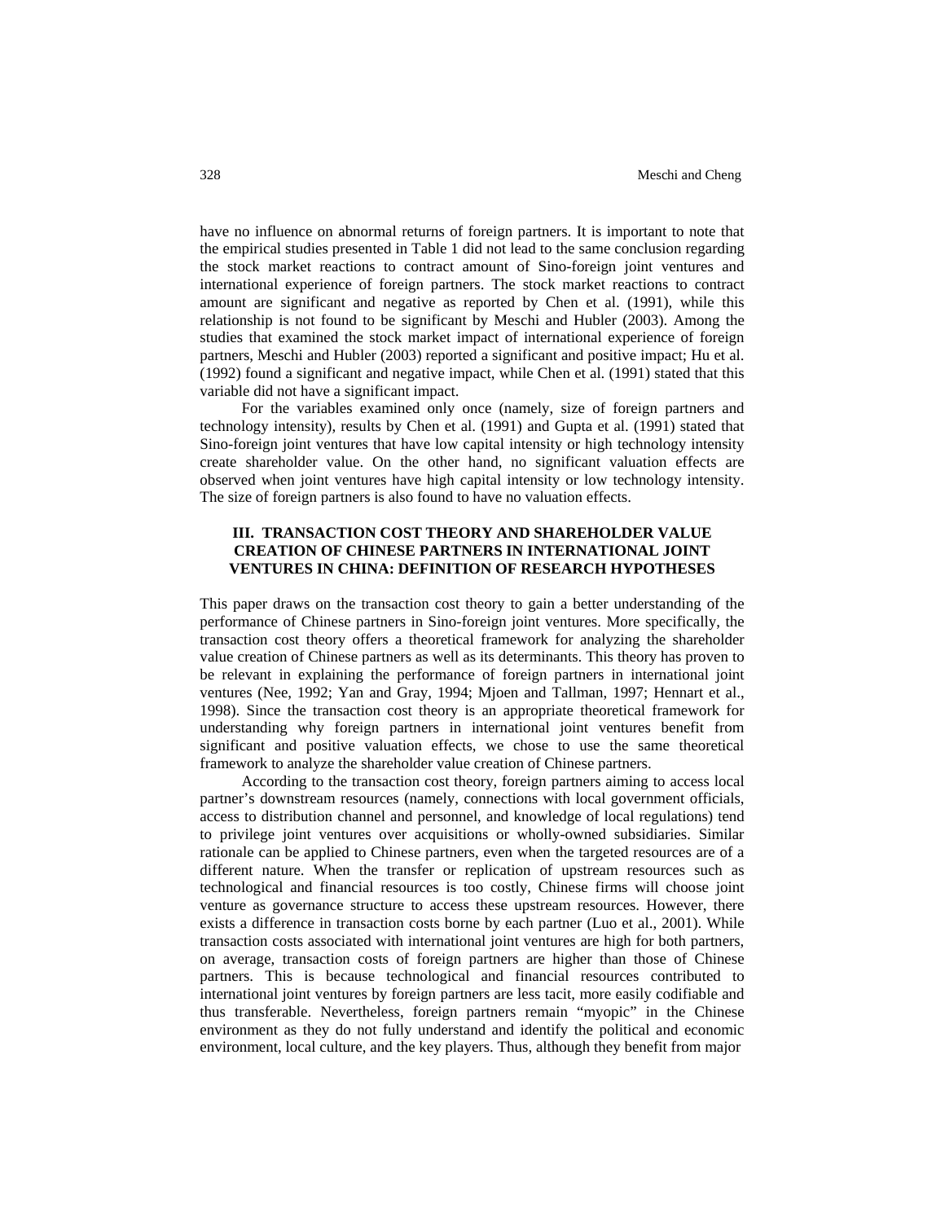have no influence on abnormal returns of foreign partners. It is important to note that the empirical studies presented in Table 1 did not lead to the same conclusion regarding the stock market reactions to contract amount of Sino-foreign joint ventures and international experience of foreign partners. The stock market reactions to contract amount are significant and negative as reported by Chen et al. (1991), while this relationship is not found to be significant by Meschi and Hubler (2003). Among the studies that examined the stock market impact of international experience of foreign partners, Meschi and Hubler (2003) reported a significant and positive impact; Hu et al. (1992) found a significant and negative impact, while Chen et al. (1991) stated that this variable did not have a significant impact.

For the variables examined only once (namely, size of foreign partners and technology intensity), results by Chen et al. (1991) and Gupta et al. (1991) stated that Sino-foreign joint ventures that have low capital intensity or high technology intensity create shareholder value. On the other hand, no significant valuation effects are observed when joint ventures have high capital intensity or low technology intensity. The size of foreign partners is also found to have no valuation effects.

## III. TRANSACTION COST THEORY AND SHAREHOLDER VALUE CREATION OF CHINESE PARTNERS IN INTERNATIONAL JOINT VENTURES IN CHINA: DEFINITION OF RESEARCH HYPOTHESES

This paper draws on the transaction cost theory to gain a better understanding of the performance of Chinese partners in Sino-foreign joint ventures. More specifically, the transaction cost theory offers a theoretical framework for analyzing the shareholder value creation of Chinese partners as well as its determinants. This theory has proven to be relevant in explaining the performance of foreign partners in international joint ventures (Nee, 1992; Yan and Gray, 1994; Mjoen and Tallman, 1997; Hennart et al., 1998). Since the transaction cost theory is an appropriate theoretical framework for understanding why foreign partners in international joint ventures benefit from significant and positive valuation effects, we chose to use the same theoretical framework to analyze the shareholder value creation of Chinese partners.

According to the transaction cost theory, foreign partners aiming to access local partner's downstream resources (namely, connections with local government officials, access to distribution channel and personnel, and knowledge of local regulations) tend to privilege joint ventures over acquisitions or wholly-owned subsidiaries. Similar rationale can be applied to Chinese partners, even when the targeted resources are of a different nature. When the transfer or replication of upstream resources such as technological and financial resources is too costly, Chinese firms will choose joint venture as governance structure to access these upstream resources. However, there exists a difference in transaction costs borne by each partner (Luo et al., 2001). While transaction costs associated with international joint ventures are high for both partners, on average, transaction costs of foreign partners are higher than those of Chinese partners. This is because technological and financial resources contributed to international joint ventures by foreign partners are less tacit, more easily codifiable and thus transferable. Nevertheless, foreign partners remain "myopic" in the Chinese environment as they do not fully understand and identify the political and economic environment, local culture, and the key players. Thus, although they benefit from major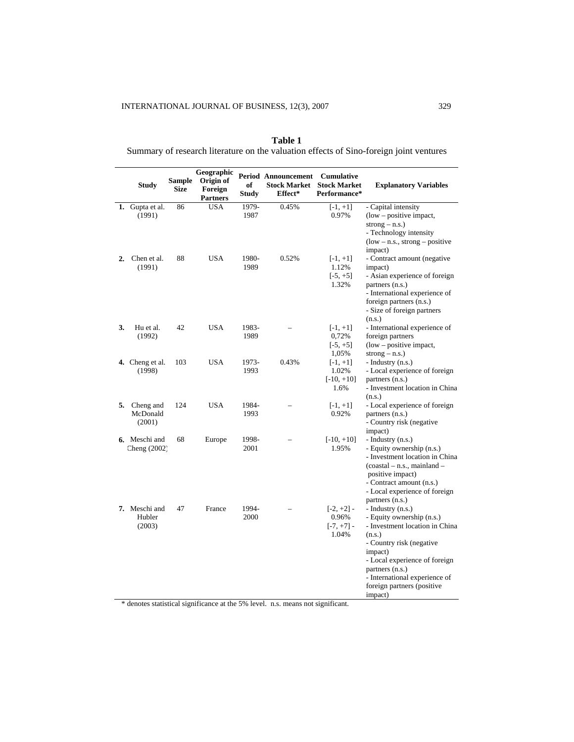**Table 1**
Summary of research literature on the valuation effects of Sino-foreign joint ventures

| | Study | Sample Size | Geographic Origin of Foreign Partners | Period of Study | Announcement Stock Market Effect* | Cumulative Stock Market Performance* | Explanatory Variables |
|---|---|---|---|---|---|---|---|
| **1.** | Gupta et al. (1991) | 86 | USA | 1979-1987 | 0.45% | [-1, +1] 0.97% | - Capital intensity (low – positive impact, strong – n.s.) - Technology intensity (low – n.s., strong – positive impact) |
| **2.** | Chen et al. (1991) | 88 | USA | 1980-1989 | 0.52% | [-1, +1] 1.12% [-5, +5] 1.32% | - Contract amount (negative impact) - Asian experience of foreign partners (n.s.) - International experience of foreign partners (n.s.) - Size of foreign partners (n.s.) |
| **3.** | Hu et al. (1992) | 42 | USA | 1983-1989 | – | [-1, +1] 0,72% [-5, +5] 1,05% | - International experience of foreign partners (low – positive impact, strong – n.s.) |
| **4.** | Cheng et al. (1998) | 103 | USA | 1973-1993 | 0.43% | [-1, +1] 1.02% [-10, +10] 1.6% | - Industry (n.s.) - Local experience of foreign partners (n.s.) - Investment location in China (n.s.) |
| **5.** | Cheng and McDonald (2001) | 124 | USA | 1984-1993 | – | [-1, +1] 0.92% | - Local experience of foreign partners (n.s.) - Country risk (negative impact) |
| **6.** | Meschi and Cheng (2002) | 68 | Europe | 1998-2001 | – | [-10, +10] 1.95% | - Industry (n.s.) - Equity ownership (n.s.) - Investment location in China (coastal – n.s., mainland – positive impact) - Contract amount (n.s.) - Local experience of foreign partners (n.s.) |
| **7.** | Meschi and Hubler (2003) | 47 | France | 1994-2000 | – | [-2, +2] - 0.96% [-7, +7] - 1.04% | - Industry (n.s.) - Equity ownership (n.s.) - Investment location in China (n.s.) - Country risk (negative impact) - Local experience of foreign partners (n.s.) - International experience of foreign partners (positive impact) |

\* denotes statistical significance at the 5% level. n.s. means not significant.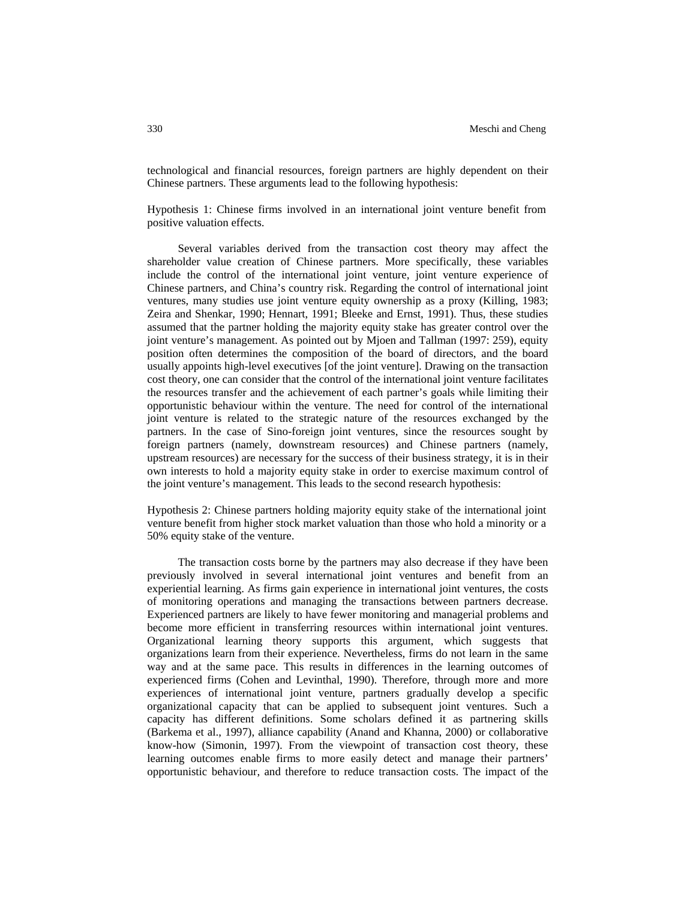technological and financial resources, foreign partners are highly dependent on their Chinese partners. These arguments lead to the following hypothesis:

Hypothesis 1: Chinese firms involved in an international joint venture benefit from positive valuation effects.

Several variables derived from the transaction cost theory may affect the shareholder value creation of Chinese partners. More specifically, these variables include the control of the international joint venture, joint venture experience of Chinese partners, and China's country risk. Regarding the control of international joint ventures, many studies use joint venture equity ownership as a proxy (Killing, 1983; Zeira and Shenkar, 1990; Hennart, 1991; Bleeke and Ernst, 1991). Thus, these studies assumed that the partner holding the majority equity stake has greater control over the joint venture's management. As pointed out by Mjoen and Tallman (1997: 259), equity position often determines the composition of the board of directors, and the board usually appoints high-level executives [of the joint venture]. Drawing on the transaction cost theory, one can consider that the control of the international joint venture facilitates the resources transfer and the achievement of each partner's goals while limiting their opportunistic behaviour within the venture. The need for control of the international joint venture is related to the strategic nature of the resources exchanged by the partners. In the case of Sino-foreign joint ventures, since the resources sought by foreign partners (namely, downstream resources) and Chinese partners (namely, upstream resources) are necessary for the success of their business strategy, it is in their own interests to hold a majority equity stake in order to exercise maximum control of the joint venture's management. This leads to the second research hypothesis:

Hypothesis 2: Chinese partners holding majority equity stake of the international joint venture benefit from higher stock market valuation than those who hold a minority or a 50% equity stake of the venture.

The transaction costs borne by the partners may also decrease if they have been previously involved in several international joint ventures and benefit from an experiential learning. As firms gain experience in international joint ventures, the costs of monitoring operations and managing the transactions between partners decrease. Experienced partners are likely to have fewer monitoring and managerial problems and become more efficient in transferring resources within international joint ventures. Organizational learning theory supports this argument, which suggests that organizations learn from their experience. Nevertheless, firms do not learn in the same way and at the same pace. This results in differences in the learning outcomes of experienced firms (Cohen and Levinthal, 1990). Therefore, through more and more experiences of international joint venture, partners gradually develop a specific organizational capacity that can be applied to subsequent joint ventures. Such a capacity has different definitions. Some scholars defined it as partnering skills (Barkema et al., 1997), alliance capability (Anand and Khanna, 2000) or collaborative know-how (Simonin, 1997). From the viewpoint of transaction cost theory, these learning outcomes enable firms to more easily detect and manage their partners' opportunistic behaviour, and therefore to reduce transaction costs. The impact of the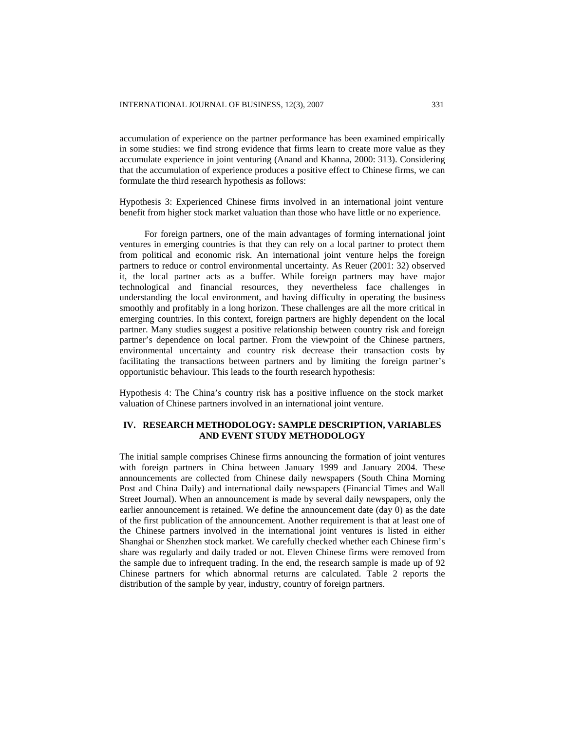accumulation of experience on the partner performance has been examined empirically in some studies: we find strong evidence that firms learn to create more value as they accumulate experience in joint venturing (Anand and Khanna, 2000: 313). Considering that the accumulation of experience produces a positive effect to Chinese firms, we can formulate the third research hypothesis as follows:

Hypothesis 3: Experienced Chinese firms involved in an international joint venture benefit from higher stock market valuation than those who have little or no experience.

For foreign partners, one of the main advantages of forming international joint ventures in emerging countries is that they can rely on a local partner to protect them from political and economic risk. An international joint venture helps the foreign partners to reduce or control environmental uncertainty. As Reuer (2001: 32) observed it, the local partner acts as a buffer. While foreign partners may have major technological and financial resources, they nevertheless face challenges in understanding the local environment, and having difficulty in operating the business smoothly and profitably in a long horizon. These challenges are all the more critical in emerging countries. In this context, foreign partners are highly dependent on the local partner. Many studies suggest a positive relationship between country risk and foreign partner's dependence on local partner. From the viewpoint of the Chinese partners, environmental uncertainty and country risk decrease their transaction costs by facilitating the transactions between partners and by limiting the foreign partner's opportunistic behaviour. This leads to the fourth research hypothesis:

Hypothesis 4: The China's country risk has a positive influence on the stock market valuation of Chinese partners involved in an international joint venture.

## IV. RESEARCH METHODOLOGY: SAMPLE DESCRIPTION, VARIABLES AND EVENT STUDY METHODOLOGY

The initial sample comprises Chinese firms announcing the formation of joint ventures with foreign partners in China between January 1999 and January 2004. These announcements are collected from Chinese daily newspapers (South China Morning Post and China Daily) and international daily newspapers (Financial Times and Wall Street Journal). When an announcement is made by several daily newspapers, only the earlier announcement is retained. We define the announcement date (day 0) as the date of the first publication of the announcement. Another requirement is that at least one of the Chinese partners involved in the international joint ventures is listed in either Shanghai or Shenzhen stock market. We carefully checked whether each Chinese firm's share was regularly and daily traded or not. Eleven Chinese firms were removed from the sample due to infrequent trading. In the end, the research sample is made up of 92 Chinese partners for which abnormal returns are calculated. Table 2 reports the distribution of the sample by year, industry, country of foreign partners.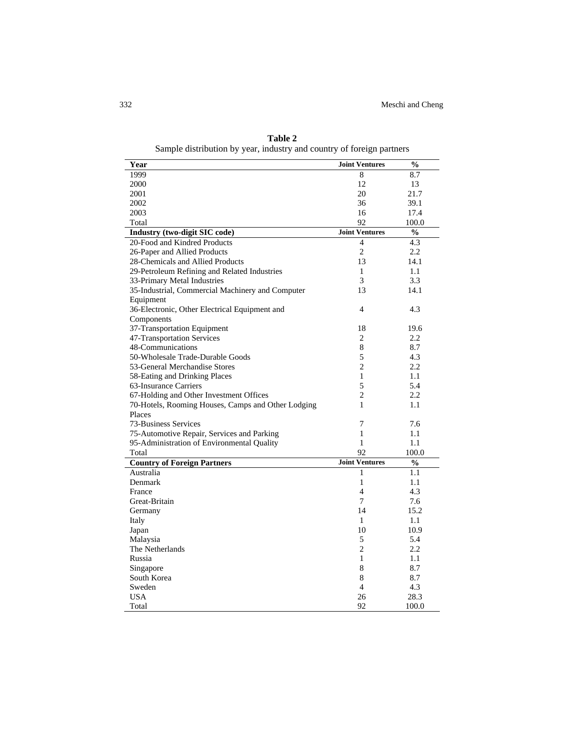**Table 2**

Sample distribution by year, industry and country of foreign partners

| Year | Joint Ventures | % |
|---|---|---|
| 1999 | 8 | 8.7 |
| 2000 | 12 | 13 |
| 2001 | 20 | 21.7 |
| 2002 | 36 | 39.1 |
| 2003 | 16 | 17.4 |
| Total | 92 | 100.0 |
| **Industry (two-digit SIC code)** | **Joint Ventures** | **%** |
| 20-Food and Kindred Products | 4 | 4.3 |
| 26-Paper and Allied Products | 2 | 2.2 |
| 28-Chemicals and Allied Products | 13 | 14.1 |
| 29-Petroleum Refining and Related Industries | 1 | 1.1 |
| 33-Primary Metal Industries | 3 | 3.3 |
| 35-Industrial, Commercial Machinery and Computer Equipment | 13 | 14.1 |
| 36-Electronic, Other Electrical Equipment and Components | 4 | 4.3 |
| 37-Transportation Equipment | 18 | 19.6 |
| 47-Transportation Services | 2 | 2.2 |
| 48-Communications | 8 | 8.7 |
| 50-Wholesale Trade-Durable Goods | 5 | 4.3 |
| 53-General Merchandise Stores | 2 | 2.2 |
| 58-Eating and Drinking Places | 1 | 1.1 |
| 63-Insurance Carriers | 5 | 5.4 |
| 67-Holding and Other Investment Offices | 2 | 2.2 |
| 70-Hotels, Rooming Houses, Camps and Other Lodging Places | 1 | 1.1 |
| 73-Business Services | 7 | 7.6 |
| 75-Automotive Repair, Services and Parking | 1 | 1.1 |
| 95-Administration of Environmental Quality | 1 | 1.1 |
| Total | 92 | 100.0 |
| **Country of Foreign Partners** | **Joint Ventures** | **%** |
| Australia | 1 | 1.1 |
| Denmark | 1 | 1.1 |
| France | 4 | 4.3 |
| Great-Britain | 7 | 7.6 |
| Germany | 14 | 15.2 |
| Italy | 1 | 1.1 |
| Japan | 10 | 10.9 |
| Malaysia | 5 | 5.4 |
| The Netherlands | 2 | 2.2 |
| Russia | 1 | 1.1 |
| Singapore | 8 | 8.7 |
| South Korea | 8 | 8.7 |
| Sweden | 4 | 4.3 |
| USA | 26 | 28.3 |
| Total | 92 | 100.0 |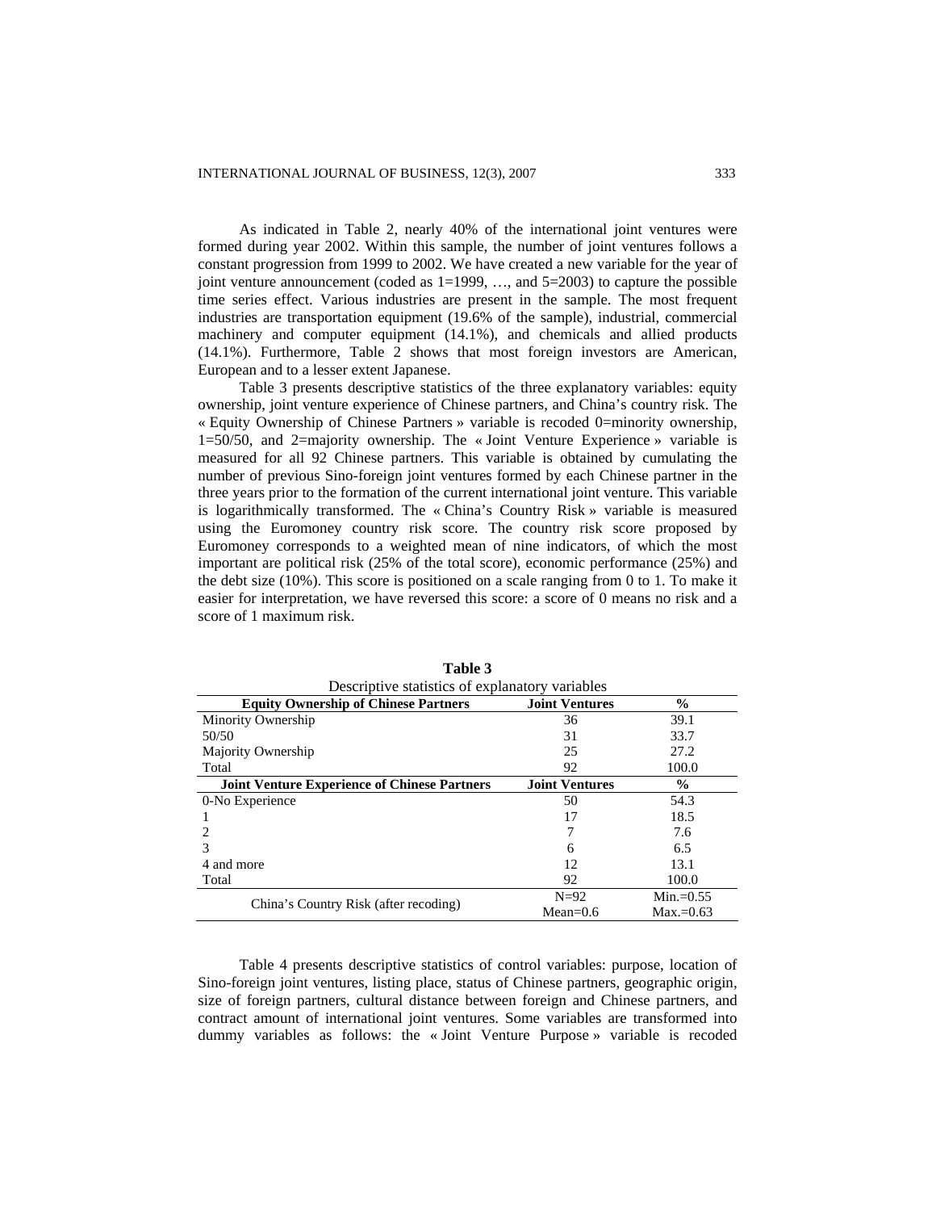As indicated in Table 2, nearly 40% of the international joint ventures were formed during year 2002. Within this sample, the number of joint ventures follows a constant progression from 1999 to 2002. We have created a new variable for the year of joint venture announcement (coded as 1=1999, …, and 5=2003) to capture the possible time series effect. Various industries are present in the sample. The most frequent industries are transportation equipment (19.6% of the sample), industrial, commercial machinery and computer equipment (14.1%), and chemicals and allied products (14.1%). Furthermore, Table 2 shows that most foreign investors are American, European and to a lesser extent Japanese.

Table 3 presents descriptive statistics of the three explanatory variables: equity ownership, joint venture experience of Chinese partners, and China's country risk. The « Equity Ownership of Chinese Partners » variable is recoded 0=minority ownership, 1=50/50, and 2=majority ownership. The « Joint Venture Experience » variable is measured for all 92 Chinese partners. This variable is obtained by cumulating the number of previous Sino-foreign joint ventures formed by each Chinese partner in the three years prior to the formation of the current international joint venture. This variable is logarithmically transformed. The « China's Country Risk » variable is measured using the Euromoney country risk score. The country risk score proposed by Euromoney corresponds to a weighted mean of nine indicators, of which the most important are political risk (25% of the total score), economic performance (25%) and the debt size (10%). This score is positioned on a scale ranging from 0 to 1. To make it easier for interpretation, we have reversed this score: a score of 0 means no risk and a score of 1 maximum risk.

**Table 3**
Descriptive statistics of explanatory variables

| **Equity Ownership of Chinese Partners** | **Joint Ventures** | **%** |
|---|---|---|
| Minority Ownership | 36 | 39.1 |
| 50/50 | 31 | 33.7 |
| Majority Ownership | 25 | 27.2 |
| Total | 92 | 100.0 |
| **Joint Venture Experience of Chinese Partners** | **Joint Ventures** | **%** |
| 0-No Experience | 50 | 54.3 |
| 1 | 17 | 18.5 |
| 2 | 7 | 7.6 |
| 3 | 6 | 6.5 |
| 4 and more | 12 | 13.1 |
| Total | 92 | 100.0 |
| China's Country Risk (after recoding) | N=92 | Min.=0.55 |
| | Mean=0.6 | Max.=0.63 |

Table 4 presents descriptive statistics of control variables: purpose, location of Sino-foreign joint ventures, listing place, status of Chinese partners, geographic origin, size of foreign partners, cultural distance between foreign and Chinese partners, and contract amount of international joint ventures. Some variables are transformed into dummy variables as follows: the « Joint Venture Purpose » variable is recoded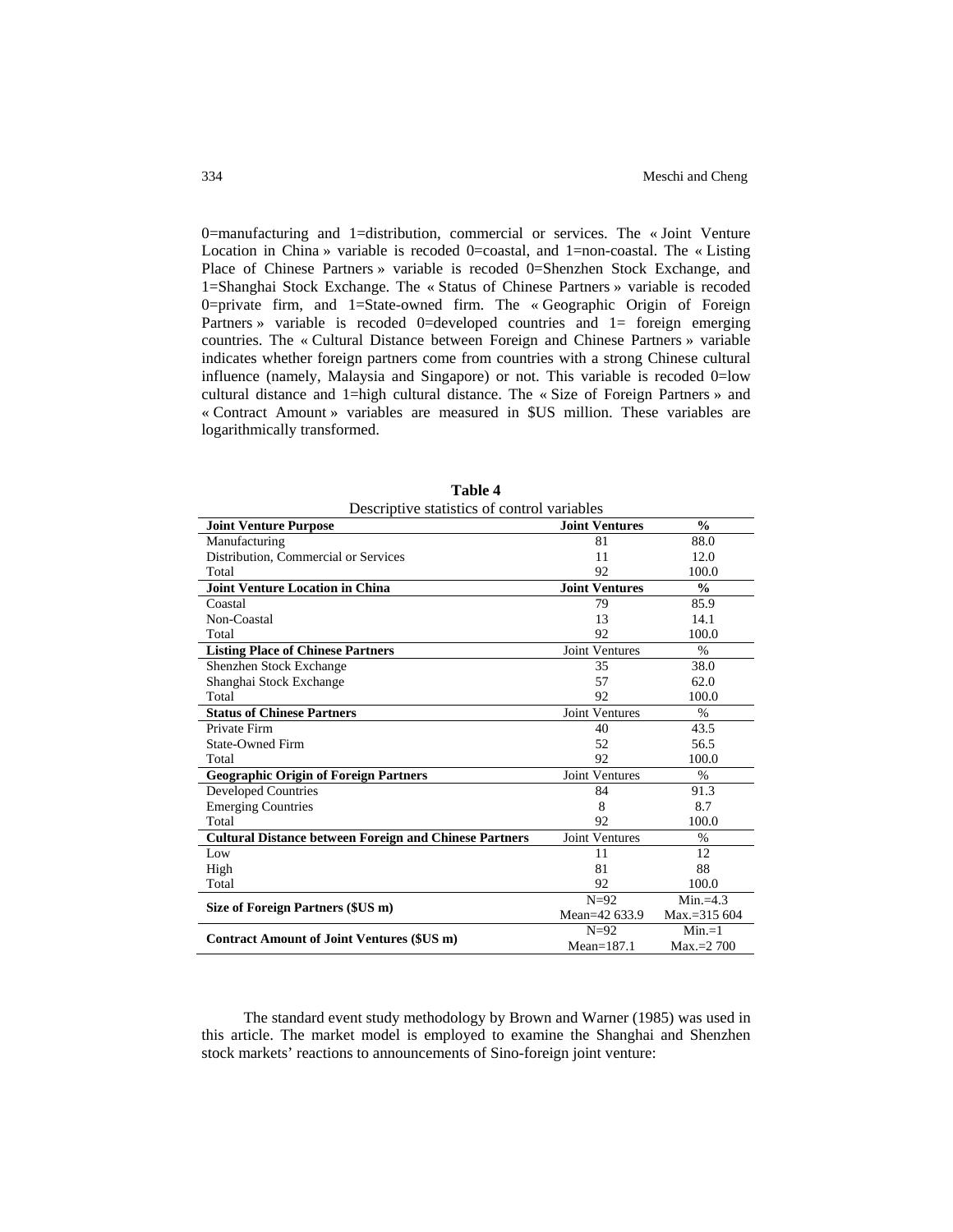0=manufacturing and 1=distribution, commercial or services. The « Joint Venture Location in China » variable is recoded 0=coastal, and 1=non-coastal. The « Listing Place of Chinese Partners » variable is recoded 0=Shenzhen Stock Exchange, and 1=Shanghai Stock Exchange. The « Status of Chinese Partners » variable is recoded 0=private firm, and 1=State-owned firm. The « Geographic Origin of Foreign Partners » variable is recoded 0=developed countries and 1= foreign emerging countries. The « Cultural Distance between Foreign and Chinese Partners » variable indicates whether foreign partners come from countries with a strong Chinese cultural influence (namely, Malaysia and Singapore) or not. This variable is recoded 0=low cultural distance and 1=high cultural distance. The « Size of Foreign Partners » and « Contract Amount » variables are measured in $US million. These variables are logarithmically transformed.

**Table 4**

Descriptive statistics of control variables

| **Joint Venture Purpose** | **Joint Ventures** | **%** |
|---|---|---|
| Manufacturing | 81 | 88.0 |
| Distribution, Commercial or Services | 11 | 12.0 |
| Total | 92 | 100.0 |
| **Joint Venture Location in China** | **Joint Ventures** | **%** |
| Coastal | 79 | 85.9 |
| Non-Coastal | 13 | 14.1 |
| Total | 92 | 100.0 |
| **Listing Place of Chinese Partners** | Joint Ventures | % |
| Shenzhen Stock Exchange | 35 | 38.0 |
| Shanghai Stock Exchange | 57 | 62.0 |
| Total | 92 | 100.0 |
| **Status of Chinese Partners** | Joint Ventures | % |
| Private Firm | 40 | 43.5 |
| State-Owned Firm | 52 | 56.5 |
| Total | 92 | 100.0 |
| **Geographic Origin of Foreign Partners** | Joint Ventures | % |
| Developed Countries | 84 | 91.3 |
| Emerging Countries | 8 | 8.7 |
| Total | 92 | 100.0 |
| **Cultural Distance between Foreign and Chinese Partners** | Joint Ventures | % |
| Low | 11 | 12 |
| High | 81 | 88 |
| Total | 92 | 100.0 |
| **Size of Foreign Partners ($US m)** | N=92<br>Mean=42 633.9 | Min.=4.3<br>Max.=315 604 |
| **Contract Amount of Joint Ventures ($US m)** | N=92<br>Mean=187.1 | Min.=1<br>Max.=2 700 |

The standard event study methodology by Brown and Warner (1985) was used in this article. The market model is employed to examine the Shanghai and Shenzhen stock markets' reactions to announcements of Sino-foreign joint venture: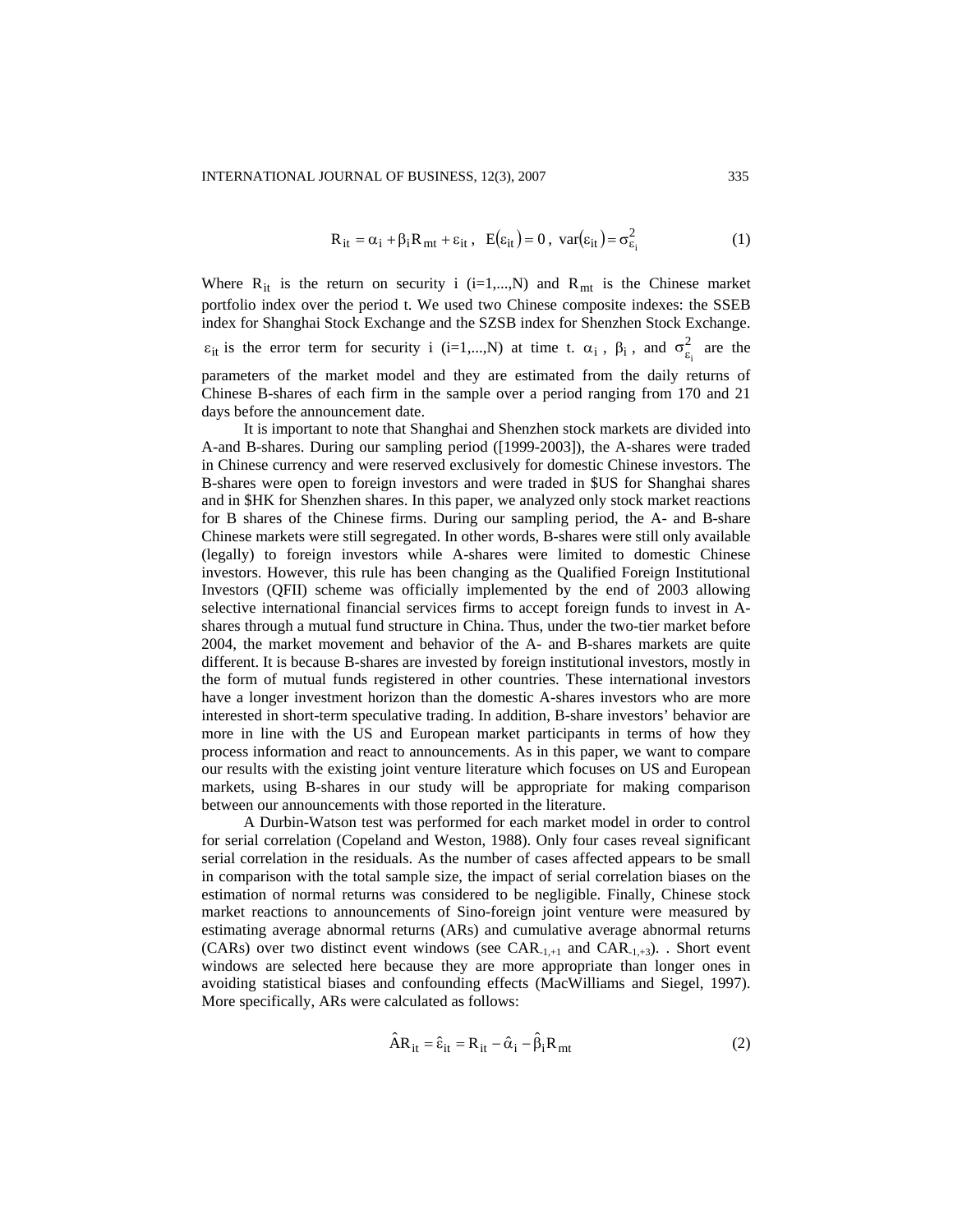$$R_{it} = \alpha_i + \beta_i R_{mt} + \varepsilon_{it}\,, \;\; E(\varepsilon_{it}) = 0\,, \;\; var(\varepsilon_{it}) = \sigma^2_{\varepsilon_i} \tag{1}$$

Where $R_{it}$ is the return on security i (i=1,...,N) and $R_{mt}$ is the Chinese market portfolio index over the period t. We used two Chinese composite indexes: the SSEB index for Shanghai Stock Exchange and the SZSB index for Shenzhen Stock Exchange. $\varepsilon_{it}$ is the error term for security i (i=1,...,N) at time t. $\alpha_i$, $\beta_i$, and $\sigma^2_{\varepsilon_i}$ are the parameters of the market model and they are estimated from the daily returns of Chinese B-shares of each firm in the sample over a period ranging from 170 and 21 days before the announcement date.

It is important to note that Shanghai and Shenzhen stock markets are divided into A-and B-shares. During our sampling period ([1999-2003]), the A-shares were traded in Chinese currency and were reserved exclusively for domestic Chinese investors. The B-shares were open to foreign investors and were traded in $US for Shanghai shares and in $HK for Shenzhen shares. In this paper, we analyzed only stock market reactions for B shares of the Chinese firms. During our sampling period, the A- and B-share Chinese markets were still segregated. In other words, B-shares were still only available (legally) to foreign investors while A-shares were limited to domestic Chinese investors. However, this rule has been changing as the Qualified Foreign Institutional Investors (QFII) scheme was officially implemented by the end of 2003 allowing selective international financial services firms to accept foreign funds to invest in A-shares through a mutual fund structure in China. Thus, under the two-tier market before 2004, the market movement and behavior of the A- and B-shares markets are quite different. It is because B-shares are invested by foreign institutional investors, mostly in the form of mutual funds registered in other countries. These international investors have a longer investment horizon than the domestic A-shares investors who are more interested in short-term speculative trading. In addition, B-share investors' behavior are more in line with the US and European market participants in terms of how they process information and react to announcements. As in this paper, we want to compare our results with the existing joint venture literature which focuses on US and European markets, using B-shares in our study will be appropriate for making comparison between our announcements with those reported in the literature.

A Durbin-Watson test was performed for each market model in order to control for serial correlation (Copeland and Weston, 1988). Only four cases reveal significant serial correlation in the residuals. As the number of cases affected appears to be small in comparison with the total sample size, the impact of serial correlation biases on the estimation of normal returns was considered to be negligible. Finally, Chinese stock market reactions to announcements of Sino-foreign joint venture were measured by estimating average abnormal returns (ARs) and cumulative average abnormal returns (CARs) over two distinct event windows (see $CAR_{-1,+1}$ and $CAR_{-1,+3}$). . Short event windows are selected here because they are more appropriate than longer ones in avoiding statistical biases and confounding effects (MacWilliams and Siegel, 1997). More specifically, ARs were calculated as follows:

$$\hat{A}R_{it} = \hat{\varepsilon}_{it} = R_{it} - \hat{\alpha}_i - \hat{\beta}_i R_{mt} \tag{2}$$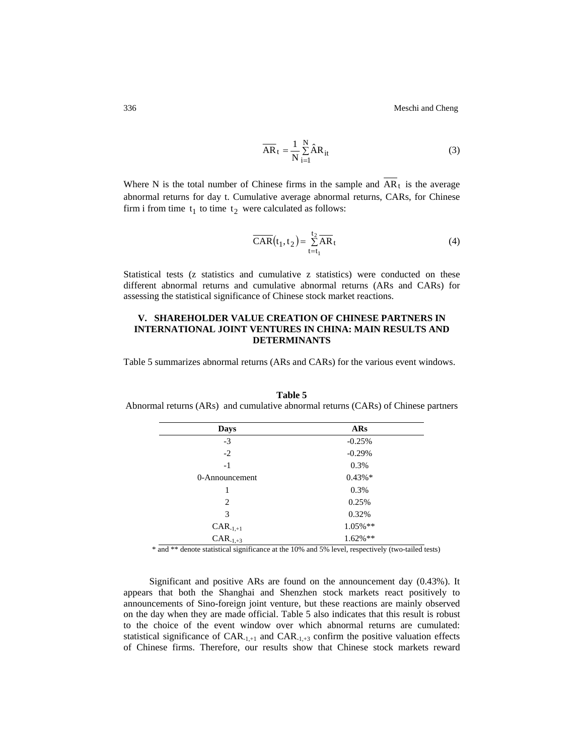$$\overline{AR}_t = \frac{1}{N}\sum_{i=1}^{N}\hat{A}R_{it} \tag{3}$$

Where N is the total number of Chinese firms in the sample and $\overline{AR}_t$ is the average abnormal returns for day t. Cumulative average abnormal returns, CARs, for Chinese firm i from time $t_1$ to time $t_2$ were calculated as follows:

$$\overline{CAR}(t_1, t_2) = \sum_{t=t_1}^{t_2}\overline{AR}_t \tag{4}$$

Statistical tests (z statistics and cumulative z statistics) were conducted on these different abnormal returns and cumulative abnormal returns (ARs and CARs) for assessing the statistical significance of Chinese stock market reactions.

## V. SHAREHOLDER VALUE CREATION OF CHINESE PARTNERS IN INTERNATIONAL JOINT VENTURES IN CHINA: MAIN RESULTS AND DETERMINANTS

Table 5 summarizes abnormal returns (ARs and CARs) for the various event windows.

**Table 5**

Abnormal returns (ARs) and cumulative abnormal returns (CARs) of Chinese partners

| Days | ARs |
|---|---|
| -3 | -0.25% |
| -2 | -0.29% |
| -1 | 0.3% |
| 0-Announcement | 0.43%* |
| 1 | 0.3% |
| 2 | 0.25% |
| 3 | 0.32% |
| $CAR_{-1,+1}$ | 1.05%** |
| $CAR_{-1,+3}$ | 1.62%** |

\* and ** denote statistical significance at the 10% and 5% level, respectively (two-tailed tests)

Significant and positive ARs are found on the announcement day (0.43%). It appears that both the Shanghai and Shenzhen stock markets react positively to announcements of Sino-foreign joint venture, but these reactions are mainly observed on the day when they are made official. Table 5 also indicates that this result is robust to the choice of the event window over which abnormal returns are cumulated: statistical significance of $CAR_{-1,+1}$ and $CAR_{-1,+3}$ confirm the positive valuation effects of Chinese firms. Therefore, our results show that Chinese stock markets reward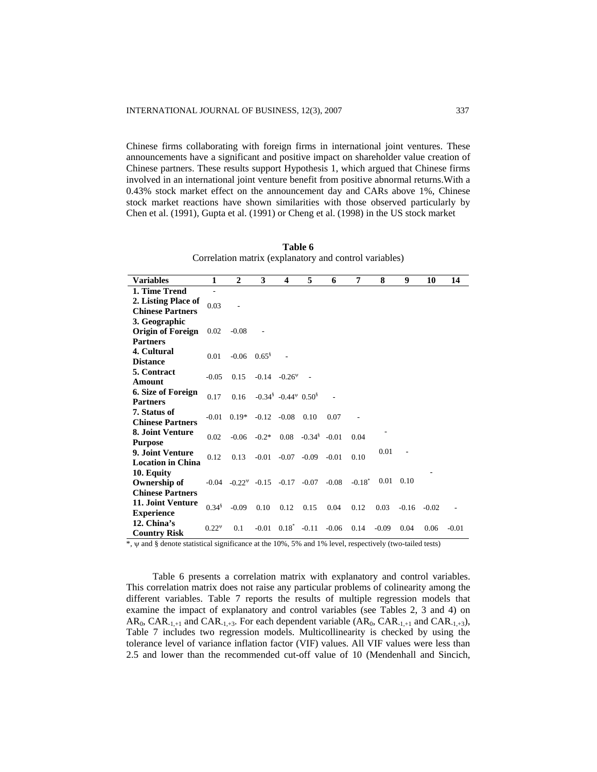Chinese firms collaborating with foreign firms in international joint ventures. These announcements have a significant and positive impact on shareholder value creation of Chinese partners. These results support Hypothesis 1, which argued that Chinese firms involved in an international joint venture benefit from positive abnormal returns.With a 0.43% stock market effect on the announcement day and CARs above 1%, Chinese stock market reactions have shown similarities with those observed particularly by Chen et al. (1991), Gupta et al. (1991) or Cheng et al. (1998) in the US stock market

**Table 6**
Correlation matrix (explanatory and control variables)

| Variables | 1 | 2 | 3 | 4 | 5 | 6 | 7 | 8 | 9 | 10 | 14 |
|---|---|---|---|---|---|---|---|---|---|---|---|
| **1. Time Trend** | - | | | | | | | | | | |
| **2. Listing Place of Chinese Partners** | 0.03 | - | | | | | | | | | |
| **3. Geographic Origin of Foreign Partners** | 0.02 | -0.08 | - | | | | | | | | |
| **4. Cultural Distance** | 0.01 | -0.06 | 0.65§ | - | | | | | | | |
| **5. Contract Amount** | -0.05 | 0.15 | -0.14 | -0.26ψ | - | | | | | | |
| **6. Size of Foreign Partners** | 0.17 | 0.16 | -0.34§ | -0.44ψ | 0.50§ | - | | | | | |
| **7. Status of Chinese Partners** | -0.01 | 0.19* | -0.12 | -0.08 | 0.10 | 0.07 | - | | | | |
| **8. Joint Venture Purpose** | 0.02 | -0.06 | -0.2* | 0.08 | -0.34§ | -0.01 | 0.04 | - | | | |
| **9. Joint Venture Location in China** | 0.12 | 0.13 | -0.01 | -0.07 | -0.09 | -0.01 | 0.10 | 0.01 | - | | |
| **10. Equity Ownership of Chinese Partners** | -0.04 | -0.22ψ | -0.15 | -0.17 | -0.07 | -0.08 | -0.18* | 0.01 | 0.10 | - | |
| **11. Joint Venture Experience** | 0.34§ | -0.09 | 0.10 | 0.12 | 0.15 | 0.04 | 0.12 | 0.03 | -0.16 | -0.02 | - |
| **12. China's Country Risk** | 0.22ψ | 0.1 | -0.01 | 0.18* | -0.11 | -0.06 | 0.14 | -0.09 | 0.04 | 0.06 | -0.01 |

*, ψ and § denote statistical significance at the 10%, 5% and 1% level, respectively (two-tailed tests)

Table 6 presents a correlation matrix with explanatory and control variables. This correlation matrix does not raise any particular problems of colinearity among the different variables. Table 7 reports the results of multiple regression models that examine the impact of explanatory and control variables (see Tables 2, 3 and 4) on $AR_0$, $CAR_{-1,+1}$ and $CAR_{-1,+3}$. For each dependent variable ($AR_0$, $CAR_{-1,+1}$ and $CAR_{-1,+3}$), Table 7 includes two regression models. Multicollinearity is checked by using the tolerance level of variance inflation factor (VIF) values. All VIF values were less than 2.5 and lower than the recommended cut-off value of 10 (Mendenhall and Sincich,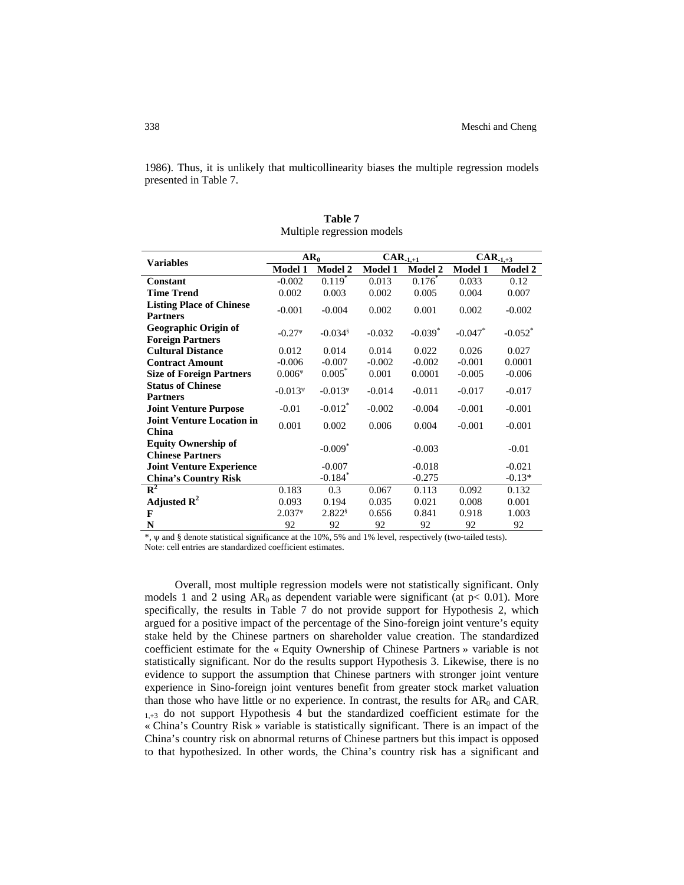1986). Thus, it is unlikely that multicollinearity biases the multiple regression models presented in Table 7.

**Table 7**
Multiple regression models

| Variables | $AR_0$ | | $CAR_{-1,+1}$ | | $CAR_{-1,+3}$ | |
|---|---|---|---|---|---|---|
| | Model 1 | Model 2 | Model 1 | Model 2 | Model 1 | Model 2 |
| **Constant** | -0.002 | 0.119* | 0.013 | 0.176* | 0.033 | 0.12 |
| **Time Trend** | 0.002 | 0.003 | 0.002 | 0.005 | 0.004 | 0.007 |
| **Listing Place of Chinese Partners** | -0.001 | -0.004 | 0.002 | 0.001 | 0.002 | -0.002 |
| **Geographic Origin of Foreign Partners** | -0.27ψ | -0.034§ | -0.032 | -0.039* | -0.047* | -0.052* |
| **Cultural Distance** | 0.012 | 0.014 | 0.014 | 0.022 | 0.026 | 0.027 |
| **Contract Amount** | -0.006 | -0.007 | -0.002 | -0.002 | -0.001 | 0.0001 |
| **Size of Foreign Partners** | 0.006ψ | 0.005* | 0.001 | 0.0001 | -0.005 | -0.006 |
| **Status of Chinese Partners** | -0.013ψ | -0.013ψ | -0.014 | -0.011 | -0.017 | -0.017 |
| **Joint Venture Purpose** | -0.01 | -0.012* | -0.002 | -0.004 | -0.001 | -0.001 |
| **Joint Venture Location in China** | 0.001 | 0.002 | 0.006 | 0.004 | -0.001 | -0.001 |
| **Equity Ownership of Chinese Partners** | | -0.009* | | -0.003 | | -0.01 |
| **Joint Venture Experience** | | -0.007 | | -0.018 | | -0.021 |
| **China's Country Risk** | | -0.184* | | -0.275 | | -0.13* |
| $R^2$ | 0.183 | 0.3 | 0.067 | 0.113 | 0.092 | 0.132 |
| Adjusted $R^2$ | 0.093 | 0.194 | 0.035 | 0.021 | 0.008 | 0.001 |
| **F** | 2.037ψ | 2.822§ | 0.656 | 0.841 | 0.918 | 1.003 |
| **N** | 92 | 92 | 92 | 92 | 92 | 92 |

*, ψ and § denote statistical significance at the 10%, 5% and 1% level, respectively (two-tailed tests).
Note: cell entries are standardized coefficient estimates.

Overall, most multiple regression models were not statistically significant. Only models 1 and 2 using $AR_0$ as dependent variable were significant (at $p< 0.01$). More specifically, the results in Table 7 do not provide support for Hypothesis 2, which argued for a positive impact of the percentage of the Sino-foreign joint venture's equity stake held by the Chinese partners on shareholder value creation. The standardized coefficient estimate for the « Equity Ownership of Chinese Partners » variable is not statistically significant. Nor do the results support Hypothesis 3. Likewise, there is no evidence to support the assumption that Chinese partners with stronger joint venture experience in Sino-foreign joint ventures benefit from greater stock market valuation than those who have little or no experience. In contrast, the results for $AR_0$ and $CAR_{-1,+3}$ do not support Hypothesis 4 but the standardized coefficient estimate for the « China's Country Risk » variable is statistically significant. There is an impact of the China's country risk on abnormal returns of Chinese partners but this impact is opposed to that hypothesized. In other words, the China's country risk has a significant and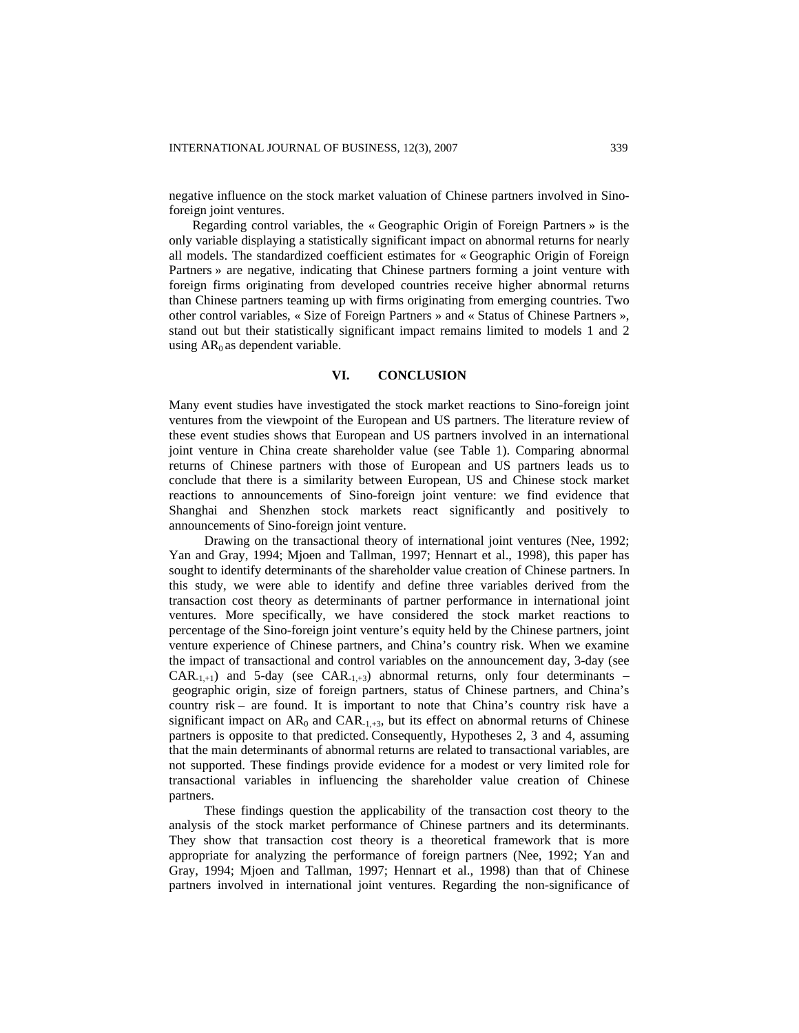negative influence on the stock market valuation of Chinese partners involved in Sino-foreign joint ventures.

Regarding control variables, the « Geographic Origin of Foreign Partners » is the only variable displaying a statistically significant impact on abnormal returns for nearly all models. The standardized coefficient estimates for « Geographic Origin of Foreign Partners » are negative, indicating that Chinese partners forming a joint venture with foreign firms originating from developed countries receive higher abnormal returns than Chinese partners teaming up with firms originating from emerging countries. Two other control variables, « Size of Foreign Partners » and « Status of Chinese Partners », stand out but their statistically significant impact remains limited to models 1 and 2 using $AR_0$ as dependent variable.

## VI. CONCLUSION

Many event studies have investigated the stock market reactions to Sino-foreign joint ventures from the viewpoint of the European and US partners. The literature review of these event studies shows that European and US partners involved in an international joint venture in China create shareholder value (see Table 1). Comparing abnormal returns of Chinese partners with those of European and US partners leads us to conclude that there is a similarity between European, US and Chinese stock market reactions to announcements of Sino-foreign joint venture: we find evidence that Shanghai and Shenzhen stock markets react significantly and positively to announcements of Sino-foreign joint venture.

Drawing on the transactional theory of international joint ventures (Nee, 1992; Yan and Gray, 1994; Mjoen and Tallman, 1997; Hennart et al., 1998), this paper has sought to identify determinants of the shareholder value creation of Chinese partners. In this study, we were able to identify and define three variables derived from the transaction cost theory as determinants of partner performance in international joint ventures. More specifically, we have considered the stock market reactions to percentage of the Sino-foreign joint venture's equity held by the Chinese partners, joint venture experience of Chinese partners, and China's country risk. When we examine the impact of transactional and control variables on the announcement day, 3-day (see $CAR_{-1,+1}$) and 5-day (see $CAR_{-1,+3}$) abnormal returns, only four determinants – geographic origin, size of foreign partners, status of Chinese partners, and China's country risk – are found. It is important to note that China's country risk have a significant impact on $AR_0$ and $CAR_{-1,+3}$, but its effect on abnormal returns of Chinese partners is opposite to that predicted. Consequently, Hypotheses 2, 3 and 4, assuming that the main determinants of abnormal returns are related to transactional variables, are not supported. These findings provide evidence for a modest or very limited role for transactional variables in influencing the shareholder value creation of Chinese partners.

These findings question the applicability of the transaction cost theory to the analysis of the stock market performance of Chinese partners and its determinants. They show that transaction cost theory is a theoretical framework that is more appropriate for analyzing the performance of foreign partners (Nee, 1992; Yan and Gray, 1994; Mjoen and Tallman, 1997; Hennart et al., 1998) than that of Chinese partners involved in international joint ventures. Regarding the non-significance of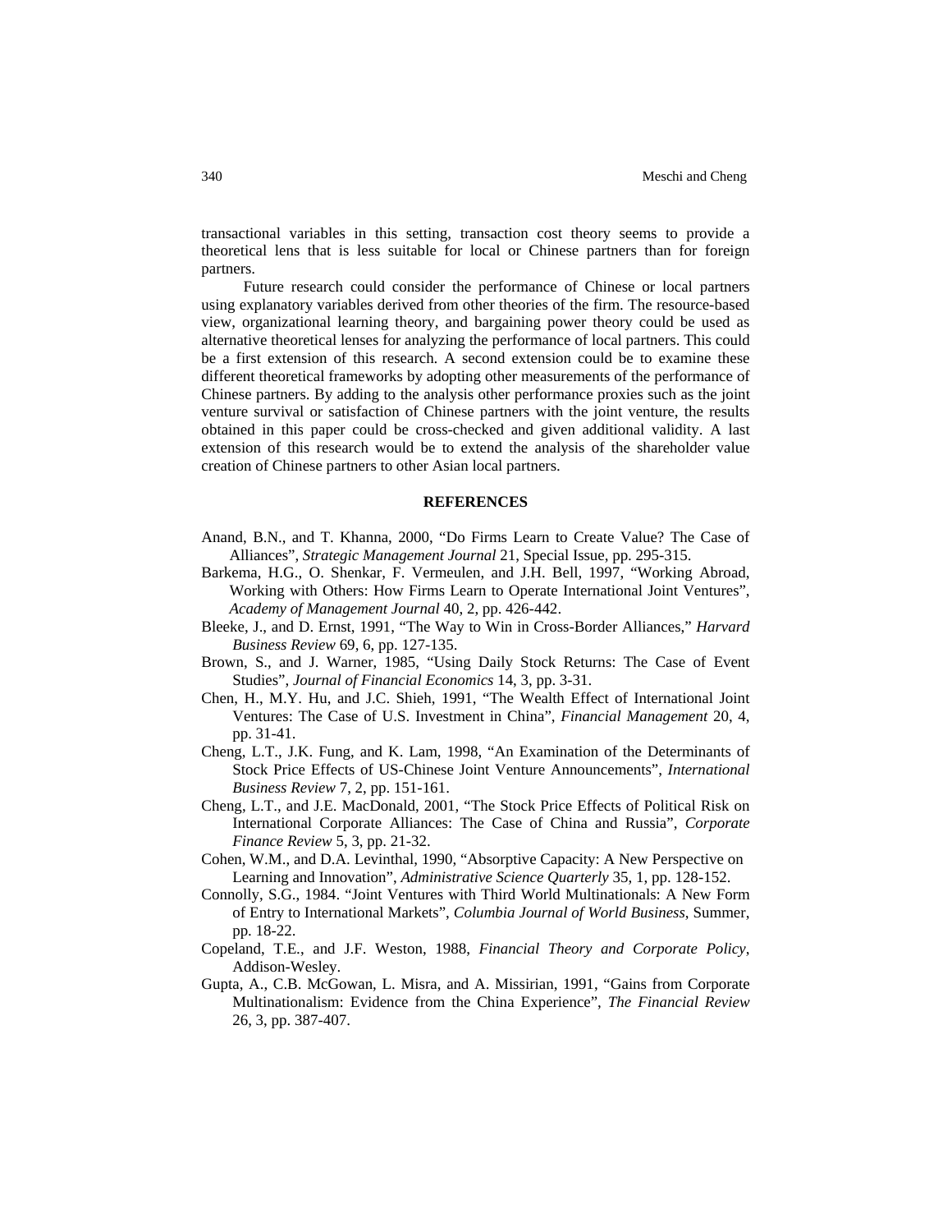transactional variables in this setting, transaction cost theory seems to provide a theoretical lens that is less suitable for local or Chinese partners than for foreign partners.

Future research could consider the performance of Chinese or local partners using explanatory variables derived from other theories of the firm. The resource-based view, organizational learning theory, and bargaining power theory could be used as alternative theoretical lenses for analyzing the performance of local partners. This could be a first extension of this research. A second extension could be to examine these different theoretical frameworks by adopting other measurements of the performance of Chinese partners. By adding to the analysis other performance proxies such as the joint venture survival or satisfaction of Chinese partners with the joint venture, the results obtained in this paper could be cross-checked and given additional validity. A last extension of this research would be to extend the analysis of the shareholder value creation of Chinese partners to other Asian local partners.

## REFERENCES

Anand, B.N., and T. Khanna, 2000, "Do Firms Learn to Create Value? The Case of Alliances", *Strategic Management Journal* 21, Special Issue, pp. 295-315.

Barkema, H.G., O. Shenkar, F. Vermeulen, and J.H. Bell, 1997, "Working Abroad, Working with Others: How Firms Learn to Operate International Joint Ventures", *Academy of Management Journal* 40, 2, pp. 426-442.

Bleeke, J., and D. Ernst, 1991, "The Way to Win in Cross-Border Alliances," *Harvard Business Review* 69, 6, pp. 127-135.

Brown, S., and J. Warner, 1985, "Using Daily Stock Returns: The Case of Event Studies", *Journal of Financial Economics* 14, 3, pp. 3-31.

Chen, H., M.Y. Hu, and J.C. Shieh, 1991, "The Wealth Effect of International Joint Ventures: The Case of U.S. Investment in China", *Financial Management* 20, 4, pp. 31-41.

Cheng, L.T., J.K. Fung, and K. Lam, 1998, "An Examination of the Determinants of Stock Price Effects of US-Chinese Joint Venture Announcements", *International Business Review* 7, 2, pp. 151-161.

Cheng, L.T., and J.E. MacDonald, 2001, "The Stock Price Effects of Political Risk on International Corporate Alliances: The Case of China and Russia", *Corporate Finance Review* 5, 3, pp. 21-32.

Cohen, W.M., and D.A. Levinthal, 1990, "Absorptive Capacity: A New Perspective on Learning and Innovation", *Administrative Science Quarterly* 35, 1, pp. 128-152.

Connolly, S.G., 1984. "Joint Ventures with Third World Multinationals: A New Form of Entry to International Markets", *Columbia Journal of World Business*, Summer, pp. 18-22.

Copeland, T.E., and J.F. Weston, 1988, *Financial Theory and Corporate Policy*, Addison-Wesley.

Gupta, A., C.B. McGowan, L. Misra, and A. Missirian, 1991, "Gains from Corporate Multinationalism: Evidence from the China Experience", *The Financial Review* 26, 3, pp. 387-407.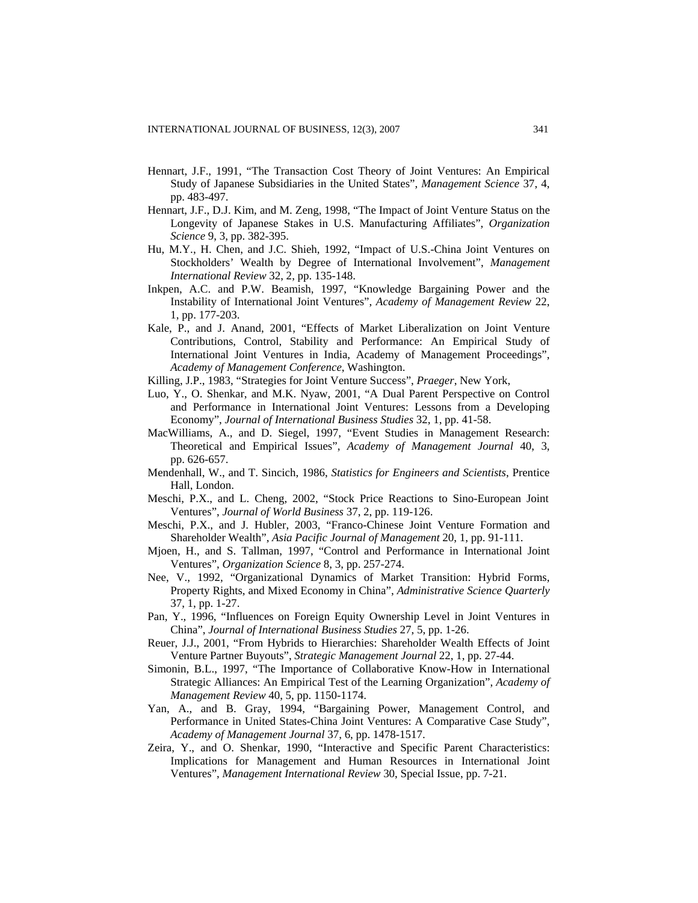Hennart, J.F., 1991, “The Transaction Cost Theory of Joint Ventures: An Empirical Study of Japanese Subsidiaries in the United States”, *Management Science* 37, 4, pp. 483-497.

Hennart, J.F., D.J. Kim, and M. Zeng, 1998, “The Impact of Joint Venture Status on the Longevity of Japanese Stakes in U.S. Manufacturing Affiliates”, *Organization Science* 9, 3, pp. 382-395.

Hu, M.Y., H. Chen, and J.C. Shieh, 1992, “Impact of U.S.-China Joint Ventures on Stockholders’ Wealth by Degree of International Involvement”, *Management International Review* 32, 2, pp. 135-148.

Inkpen, A.C. and P.W. Beamish, 1997, “Knowledge Bargaining Power and the Instability of International Joint Ventures”, *Academy of Management Review* 22, 1, pp. 177-203.

Kale, P., and J. Anand, 2001, “Effects of Market Liberalization on Joint Venture Contributions, Control, Stability and Performance: An Empirical Study of International Joint Ventures in India, Academy of Management Proceedings”, *Academy of Management Conference*, Washington.

Killing, J.P., 1983, “Strategies for Joint Venture Success”, *Praeger*, New York,

Luo, Y., O. Shenkar, and M.K. Nyaw, 2001, “A Dual Parent Perspective on Control and Performance in International Joint Ventures: Lessons from a Developing Economy”, *Journal of International Business Studies* 32, 1, pp. 41-58.

MacWilliams, A., and D. Siegel, 1997, “Event Studies in Management Research: Theoretical and Empirical Issues”, *Academy of Management Journal* 40, 3, pp. 626-657.

Mendenhall, W., and T. Sincich, 1986, *Statistics for Engineers and Scientists*, Prentice Hall, London.

Meschi, P.X., and L. Cheng, 2002, “Stock Price Reactions to Sino-European Joint Ventures”, *Journal of World Business* 37, 2, pp. 119-126.

Meschi, P.X., and J. Hubler, 2003, “Franco-Chinese Joint Venture Formation and Shareholder Wealth”, *Asia Pacific Journal of Management* 20, 1, pp. 91-111.

Mjoen, H., and S. Tallman, 1997, “Control and Performance in International Joint Ventures”, *Organization Science* 8, 3, pp. 257-274.

Nee, V., 1992, “Organizational Dynamics of Market Transition: Hybrid Forms, Property Rights, and Mixed Economy in China”, *Administrative Science Quarterly* 37, 1, pp. 1-27.

Pan, Y., 1996, “Influences on Foreign Equity Ownership Level in Joint Ventures in China”, *Journal of International Business Studies* 27, 5, pp. 1-26.

Reuer, J.J., 2001, “From Hybrids to Hierarchies: Shareholder Wealth Effects of Joint Venture Partner Buyouts”, *Strategic Management Journal* 22, 1, pp. 27-44.

Simonin, B.L., 1997, “The Importance of Collaborative Know-How in International Strategic Alliances: An Empirical Test of the Learning Organization”, *Academy of Management Review* 40, 5, pp. 1150-1174.

Yan, A., and B. Gray, 1994, “Bargaining Power, Management Control, and Performance in United States-China Joint Ventures: A Comparative Case Study”, *Academy of Management Journal* 37, 6, pp. 1478-1517.

Zeira, Y., and O. Shenkar, 1990, “Interactive and Specific Parent Characteristics: Implications for Management and Human Resources in International Joint Ventures”, *Management International Review* 30, Special Issue, pp. 7-21.